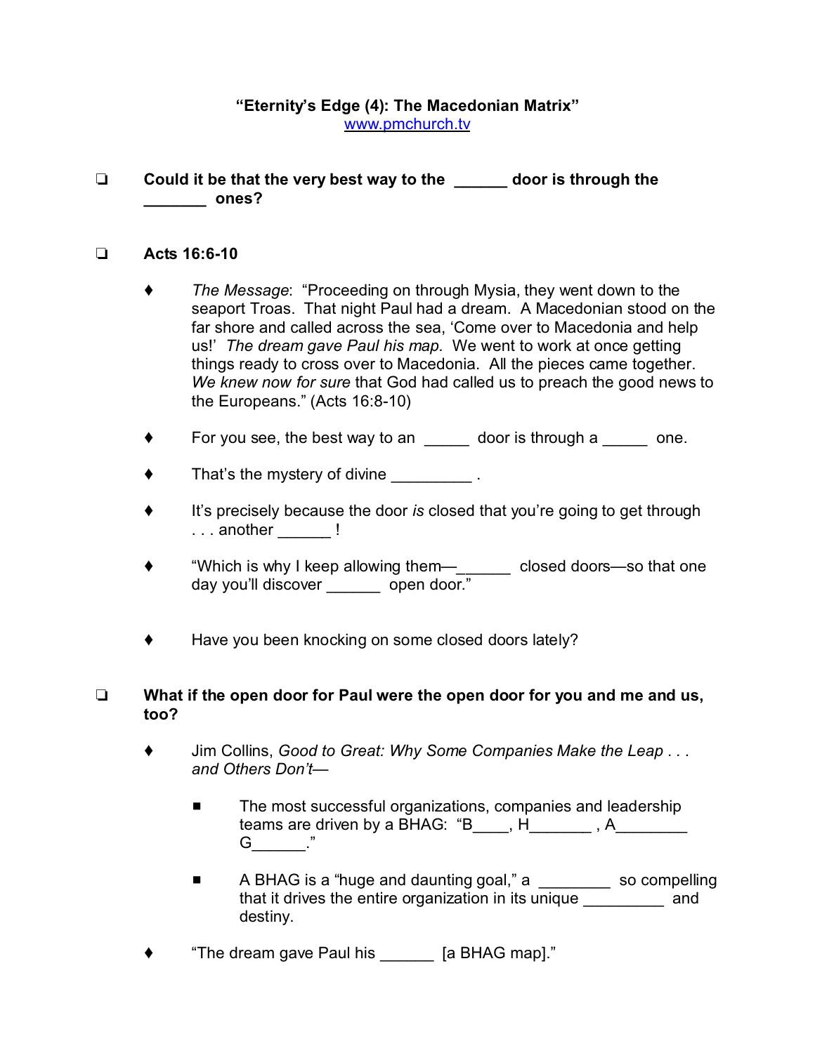**"Eternity's Edge (4): The Macedonian Matrix"**
www.pmchurch.tv

- **Could it be that the very best way to the ______ door is through the _______ ones?**

- **Acts 16:6-10**

  - *The Message*: "Proceeding on through Mysia, they went down to the seaport Troas. That night Paul had a dream. A Macedonian stood on the far shore and called across the sea, 'Come over to Macedonia and help us!' *The dream gave Paul his map.* We went to work at once getting things ready to cross over to Macedonia. All the pieces came together. *We knew now for sure* that God had called us to preach the good news to the Europeans." (Acts 16:8-10)

  - For you see, the best way to an _____ door is through a _____ one.

  - That's the mystery of divine _________ .

  - It's precisely because the door *is* closed that you're going to get through . . . another ______ !

  - "Which is why I keep allowing them—______ closed doors—so that one day you'll discover ______ open door."

  - Have you been knocking on some closed doors lately?

- **What if the open door for Paul were the open door for you and me and us, too?**

  - Jim Collins, *Good to Great: Why Some Companies Make the Leap . . . and Others Don't*—

    - The most successful organizations, companies and leadership teams are driven by a BHAG: "B____, H_______ , A________ G______."

    - A BHAG is a "huge and daunting goal," a ________ so compelling that it drives the entire organization in its unique _________ and destiny.

  - "The dream gave Paul his ______ [a BHAG map]."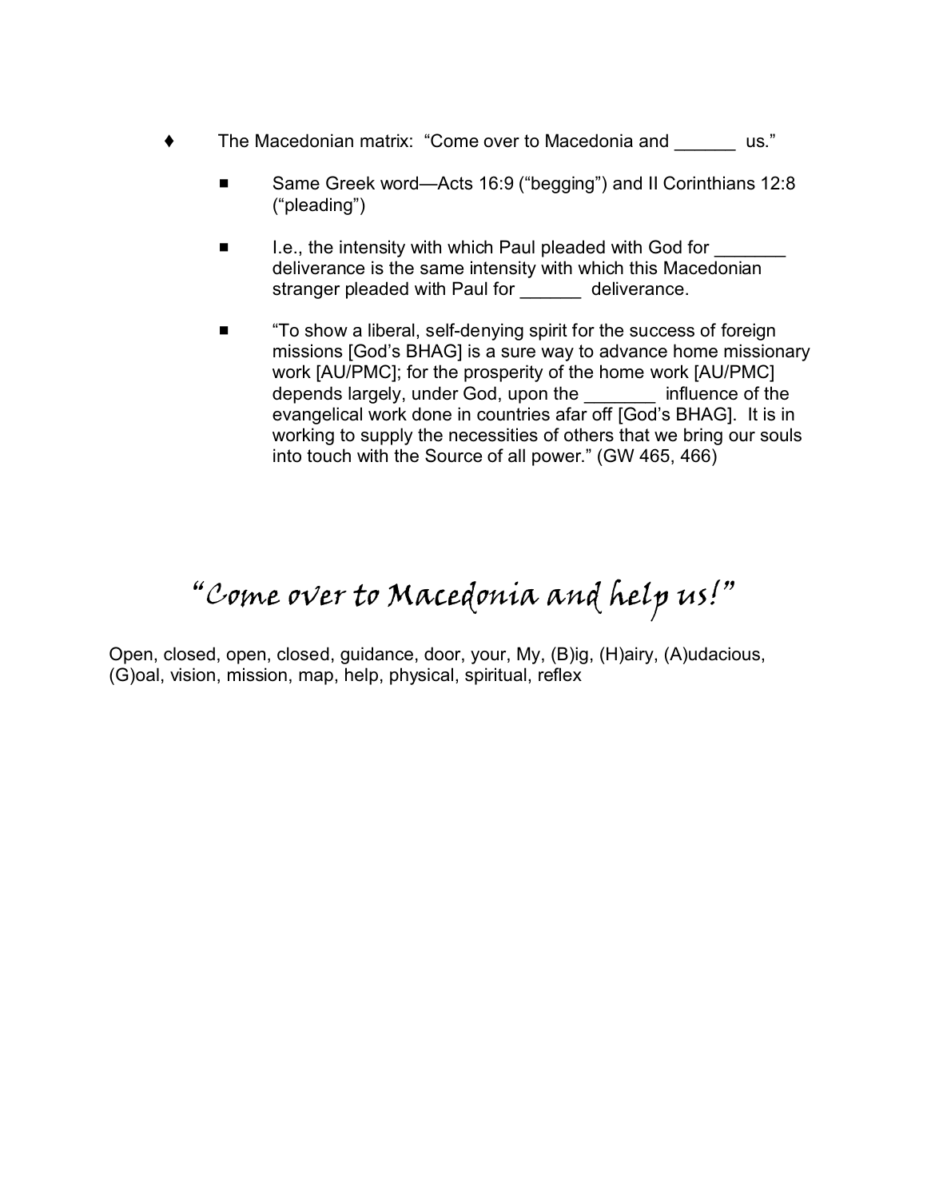- The Macedonian matrix: "Come over to Macedonia and ______ us."
  - Same Greek word—Acts 16:9 ("begging") and II Corinthians 12:8 ("pleading")
  - I.e., the intensity with which Paul pleaded with God for _______ deliverance is the same intensity with which this Macedonian stranger pleaded with Paul for ______ deliverance.
  - "To show a liberal, self-denying spirit for the success of foreign missions [God's BHAG] is a sure way to advance home missionary work [AU/PMC]; for the prosperity of the home work [AU/PMC] depends largely, under God, upon the _______ influence of the evangelical work done in countries afar off [God's BHAG]. It is in working to supply the necessities of others that we bring our souls into touch with the Source of all power." (GW 465, 466)

*"Come over to Macedonia and help us!"*

Open, closed, open, closed, guidance, door, your, My, (B)ig, (H)airy, (A)udacious, (G)oal, vision, mission, map, help, physical, spiritual, reflex